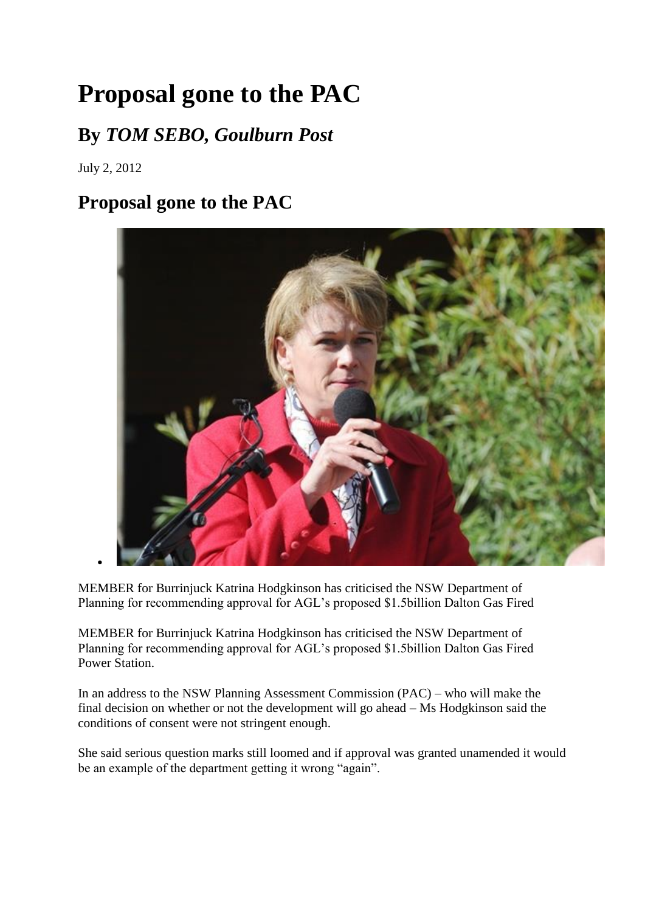# Proposal gone to the PAC

## By *TOM SEBO, Goulburn Post*

July 2, 2012

## Proposal gone to the PAC

MEMBER for Burrinjuck Katrina Hodgkinson has criticised the NSW Department of Planning for recommending approval for AGL's proposed $1.5billion Dalton Gas Fired

MEMBER for Burrinjuck Katrina Hodgkinson has criticised the NSW Department of Planning for recommending approval for AGL's proposed $1.5billion Dalton Gas Fired Power Station.

In an address to the NSW Planning Assessment Commission (PAC) – who will make the final decision on whether or not the development will go ahead – Ms Hodgkinson said the conditions of consent were not stringent enough.

She said serious question marks still loomed and if approval was granted unamended it would be an example of the department getting it wrong "again".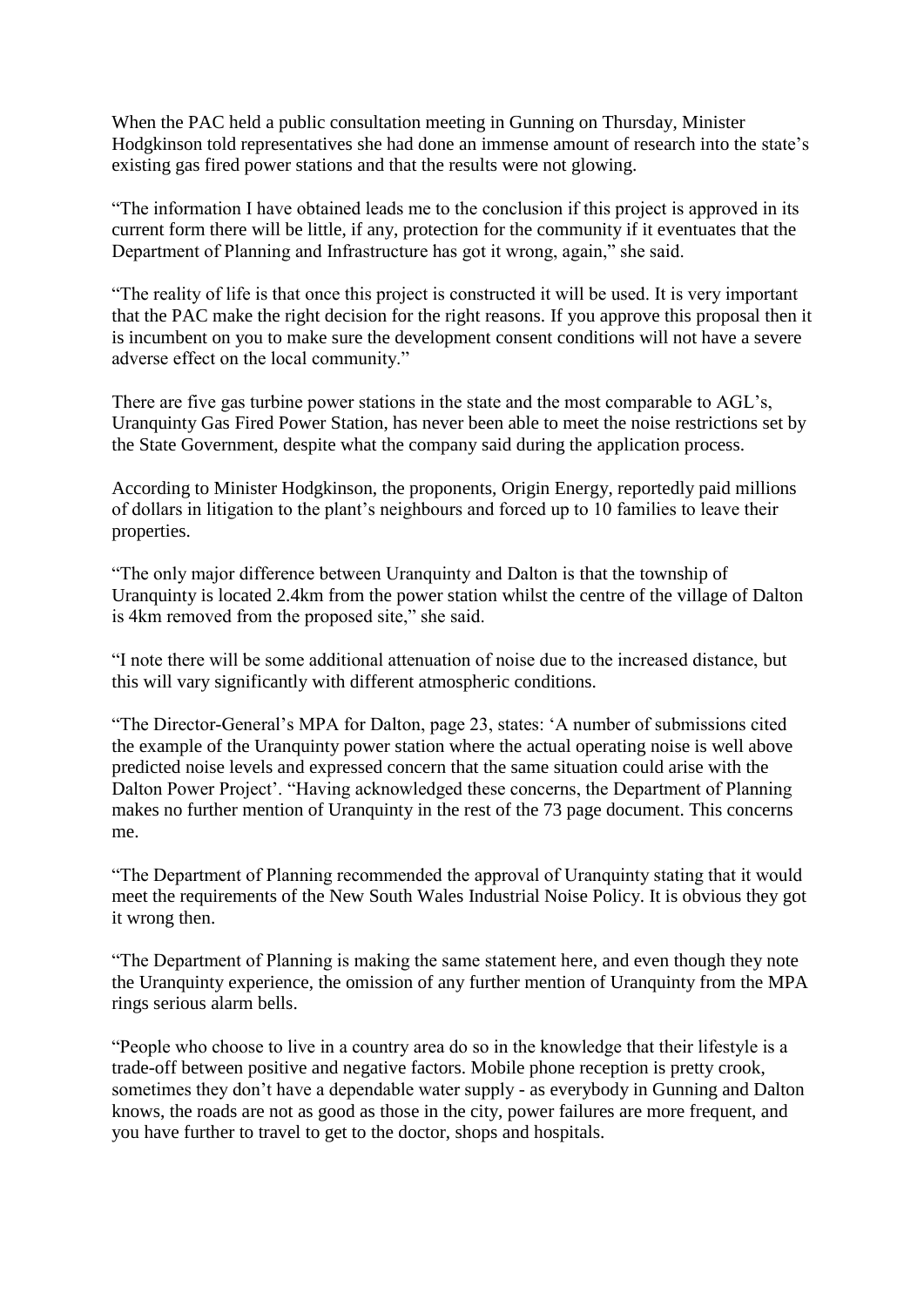When the PAC held a public consultation meeting in Gunning on Thursday, Minister Hodgkinson told representatives she had done an immense amount of research into the state's existing gas fired power stations and that the results were not glowing.

"The information I have obtained leads me to the conclusion if this project is approved in its current form there will be little, if any, protection for the community if it eventuates that the Department of Planning and Infrastructure has got it wrong, again," she said.

"The reality of life is that once this project is constructed it will be used. It is very important that the PAC make the right decision for the right reasons. If you approve this proposal then it is incumbent on you to make sure the development consent conditions will not have a severe adverse effect on the local community."

There are five gas turbine power stations in the state and the most comparable to AGL's, Uranquinty Gas Fired Power Station, has never been able to meet the noise restrictions set by the State Government, despite what the company said during the application process.

According to Minister Hodgkinson, the proponents, Origin Energy, reportedly paid millions of dollars in litigation to the plant's neighbours and forced up to 10 families to leave their properties.

"The only major difference between Uranquinty and Dalton is that the township of Uranquinty is located 2.4km from the power station whilst the centre of the village of Dalton is 4km removed from the proposed site," she said.

"I note there will be some additional attenuation of noise due to the increased distance, but this will vary significantly with different atmospheric conditions.

"The Director-General's MPA for Dalton, page 23, states: 'A number of submissions cited the example of the Uranquinty power station where the actual operating noise is well above predicted noise levels and expressed concern that the same situation could arise with the Dalton Power Project'. "Having acknowledged these concerns, the Department of Planning makes no further mention of Uranquinty in the rest of the 73 page document. This concerns me.

"The Department of Planning recommended the approval of Uranquinty stating that it would meet the requirements of the New South Wales Industrial Noise Policy. It is obvious they got it wrong then.

"The Department of Planning is making the same statement here, and even though they note the Uranquinty experience, the omission of any further mention of Uranquinty from the MPA rings serious alarm bells.

"People who choose to live in a country area do so in the knowledge that their lifestyle is a trade-off between positive and negative factors. Mobile phone reception is pretty crook, sometimes they don't have a dependable water supply - as everybody in Gunning and Dalton knows, the roads are not as good as those in the city, power failures are more frequent, and you have further to travel to get to the doctor, shops and hospitals.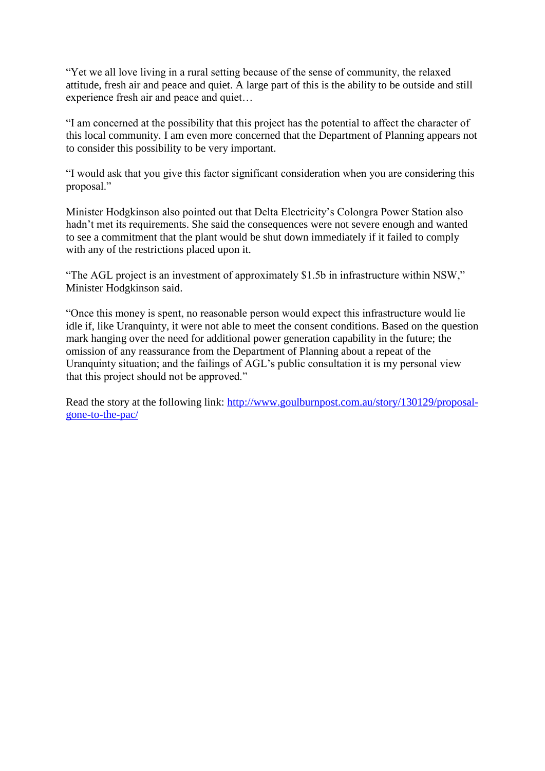"Yet we all love living in a rural setting because of the sense of community, the relaxed attitude, fresh air and peace and quiet. A large part of this is the ability to be outside and still experience fresh air and peace and quiet…

"I am concerned at the possibility that this project has the potential to affect the character of this local community. I am even more concerned that the Department of Planning appears not to consider this possibility to be very important.

"I would ask that you give this factor significant consideration when you are considering this proposal."

Minister Hodgkinson also pointed out that Delta Electricity's Colongra Power Station also hadn't met its requirements. She said the consequences were not severe enough and wanted to see a commitment that the plant would be shut down immediately if it failed to comply with any of the restrictions placed upon it.

"The AGL project is an investment of approximately $1.5b in infrastructure within NSW," Minister Hodgkinson said.

"Once this money is spent, no reasonable person would expect this infrastructure would lie idle if, like Uranquinty, it were not able to meet the consent conditions. Based on the question mark hanging over the need for additional power generation capability in the future; the omission of any reassurance from the Department of Planning about a repeat of the Uranquinty situation; and the failings of AGL's public consultation it is my personal view that this project should not be approved."

Read the story at the following link: [http://www.goulburnpost.com.au/story/130129/proposal-gone-to-the-pac/](http://www.goulburnpost.com.au/story/130129/proposal-gone-to-the-pac/)